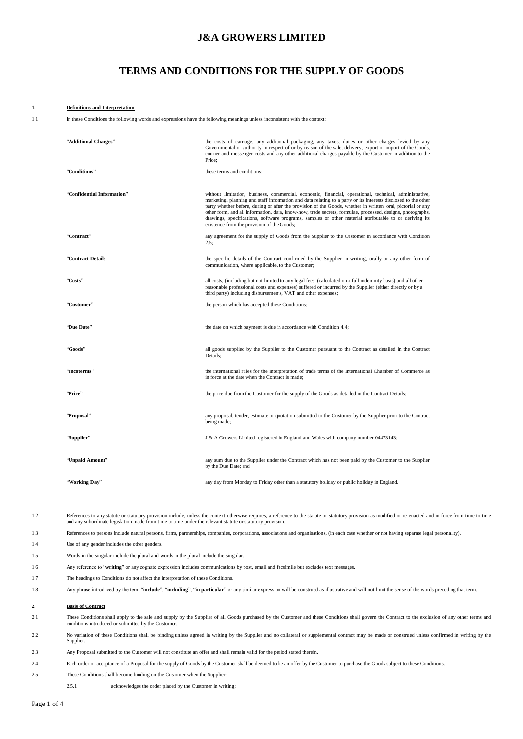# J&A GROWERS LIMITED

# TERMS AND CONDITIONS FOR THE SUPPLY OF GOODS

## 1. Definitions and Interpretation

1.1 In these Conditions the following words and expressions have the following meanings unless inconsistent with the context:

| | |
|---|---|
| "**Additional Charges**" | the costs of carriage, any additional packaging, any taxes, duties or other charges levied by any Governmental or authority in respect of or by reason of the sale, delivery, export or import of the Goods, courier and messenger costs and any other additional charges payable by the Customer in addition to the Price; |
| "**Conditions**" | these terms and conditions; |
| "**Confidential Information**" | without limitation, business, commercial, economic, financial, operational, technical, administrative, marketing, planning and staff information and data relating to a party or its interests disclosed to the other party whether before, during or after the provision of the Goods, whether in written, oral, pictorial or any other form, and all information, data, know-how, trade secrets, formulae, processed, designs, photographs, drawings, specifications, software programs, samples or other material attributable to or deriving its existence from the provision of the Goods; |
| "**Contract**" | any agreement for the supply of Goods from the Supplier to the Customer in accordance with Condition 2.5; |
| "**Contract Details** | the specific details of the Contract confirmed by the Supplier in writing, orally or any other form of communication, where applicable, to the Customer; |
| "**Costs**" | all costs, (including but not limited to any legal fees (calculated on a full indemnity basis) and all other reasonable professional costs and expenses) suffered or incurred by the Supplier (either directly or by a third party) including disbursements, VAT and other expenses; |
| "**Customer**" | the person which has accepted these Conditions; |
| "**Due Date**" | the date on which payment is due in accordance with Condition 4.4; |
| "**Goods**" | all goods supplied by the Supplier to the Customer pursuant to the Contract as detailed in the Contract Details; |
| "**Incoterms**" | the international rules for the interpretation of trade terms of the International Chamber of Commerce as in force at the date when the Contract is made**;** |
| "**Price**" | the price due from the Customer for the supply of the Goods as detailed in the Contract Details; |
| "**Proposal**" | any proposal, tender, estimate or quotation submitted to the Customer by the Supplier prior to the Contract being made; |
| "**Supplier**" | J & A Growers Limited registered in England and Wales with company number 04473143; |
| "**Unpaid Amount**" | any sum due to the Supplier under the Contract which has not been paid by the Customer to the Supplier by the Due Date; and |
| "**Working Day**" | any day from Monday to Friday other than a statutory holiday or public holiday in England. |

1.2 References to any statute or statutory provision include, unless the context otherwise requires, a reference to the statute or statutory provision as modified or re-enacted and in force from time to time and any subordinate legislation made from time to time under the relevant statute or statutory provision.

1.3 References to persons include natural persons, firms, partnerships, companies, corporations, associations and organisations, (in each case whether or not having separate legal personality).

1.4 Use of any gender includes the other genders.

1.5 Words in the singular include the plural and words in the plural include the singular.

1.6 Any reference to "**writing**" or any cognate expression includes communications by post, email and facsimile but excludes text messages.

1.7 The headings to Conditions do not affect the interpretation of these Conditions.

1.8 Any phrase introduced by the term "**include**", "**including**", "**in particular**" or any similar expression will be construed as illustrative and will not limit the sense of the words preceding that term.

## 2. Basis of Contract

2.1 These Conditions shall apply to the sale and supply by the Supplier of all Goods purchased by the Customer and these Conditions shall govern the Contract to the exclusion of any other terms and conditions introduced or submitted by the Customer.

2.2 No variation of these Conditions shall be binding unless agreed in writing by the Supplier and no collateral or supplemental contract may be made or construed unless confirmed in writing by the Supplier.

2.3 Any Proposal submitted to the Customer will not constitute an offer and shall remain valid for the period stated therein.

2.4 Each order or acceptance of a Proposal for the supply of Goods by the Customer shall be deemed to be an offer by the Customer to purchase the Goods subject to these Conditions.

2.5 These Conditions shall become binding on the Customer when the Supplier:

2.5.1 acknowledges the order placed by the Customer in writing;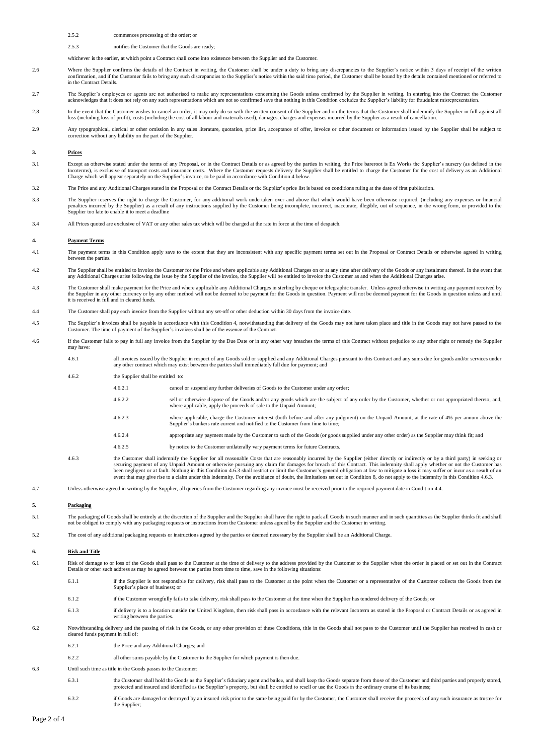2.5.2 commences processing of the order; or

2.5.3 notifies the Customer that the Goods are ready;

whichever is the earlier, at which point a Contract shall come into existence between the Supplier and the Customer.

2.6 Where the Supplier confirms the details of the Contract in writing, the Customer shall be under a duty to bring any discrepancies to the Supplier's notice within 3 days of receipt of the written confirmation, and if the Customer fails to bring any such discrepancies to the Supplier's notice within the said time period, the Customer shall be bound by the details contained mentioned or referred to in the Contract Details.

2.7 The Supplier's employees or agents are not authorised to make any representations concerning the Goods unless confirmed by the Supplier in writing. In entering into the Contract the Customer acknowledges that it does not rely on any such representations which are not so confirmed save that nothing in this Condition excludes the Supplier's liability for fraudulent misrepresentation.

2.8 In the event that the Customer wishes to cancel an order, it may only do so with the written consent of the Supplier and on the terms that the Customer shall indemnify the Supplier in full against all loss (including loss of profit), costs (including the cost of all labour and materials used), damages, charges and expenses incurred by the Supplier as a result of cancellation.

2.9 Any typographical, clerical or other omission in any sales literature, quotation, price list, acceptance of offer, invoice or other document or information issued by the Supplier shall be subject to correction without any liability on the part of the Supplier.

## 3. Prices

3.1 Except as otherwise stated under the terms of any Proposal, or in the Contract Details or as agreed by the parties in writing, the Price bareroot is Ex Works the Supplier's nursery (as defined in the Incoterms), is exclusive of transport costs and insurance costs. Where the Customer requests delivery the Supplier shall be entitled to charge the Customer for the cost of delivery as an Additional Charge which will appear separately on the Supplier's invoice, to be paid in accordance with Condition 4 below.

3.2 The Price and any Additional Charges stated in the Proposal or the Contract Details or the Supplier's price list is based on conditions ruling at the date of first publication.

3.3 The Supplier reserves the right to charge the Customer, for any additional work undertaken over and above that which would have been otherwise required, (including any expenses or financial penalties incurred by the Supplier) as a result of any instructions supplied by the Customer being incomplete, incorrect, inaccurate, illegible, out of sequence, in the wrong form, or provided to the Supplier too late to enable it to meet a deadline

3.4 All Prices quoted are exclusive of VAT or any other sales tax which will be charged at the rate in force at the time of despatch.

## 4. Payment Terms

4.1 The payment terms in this Condition apply save to the extent that they are inconsistent with any specific payment terms set out in the Proposal or Contract Details or otherwise agreed in writing between the parties.

4.2 The Supplier shall be entitled to invoice the Customer for the Price and where applicable any Additional Charges on or at any time after delivery of the Goods or any instalment thereof. In the event that any Additional Charges arise following the issue by the Supplier of the invoice, the Supplier will be entitled to invoice the Customer as and when the Additional Charges arise.

4.3 The Customer shall make payment for the Price and where applicable any Additional Charges in sterling by cheque or telegraphic transfer. Unless agreed otherwise in writing any payment received by the Supplier in any other currency or by any other method will not be deemed to be payment for the Goods in question. Payment will not be deemed payment for the Goods in question unless and until it is received in full and in cleared funds.

4.4 The Customer shall pay each invoice from the Supplier without any set-off or other deduction within 30 days from the invoice date.

4.5 The Supplier's invoices shall be payable in accordance with this Condition 4, notwithstanding that delivery of the Goods may not have taken place and title in the Goods may not have passed to the Customer. The time of payment of the Supplier's invoices shall be of the essence of the Contract.

4.6 If the Customer fails to pay in full any invoice from the Supplier by the Due Date or in any other way breaches the terms of this Contract without prejudice to any other right or remedy the Supplier may have:

4.6.1 all invoices issued by the Supplier in respect of any Goods sold or supplied and any Additional Charges pursuant to this Contract and any sums due for goods and/or services under any other contract which may exist between the parties shall immediately fall due for payment; and

4.6.2 the Supplier shall be entitled to:

4.6.2.1 cancel or suspend any further deliveries of Goods to the Customer under any order;

4.6.2.2 sell or otherwise dispose of the Goods and/or any goods which are the subject of any order by the Customer, whether or not appropriated thereto, and, where applicable, apply the proceeds of sale to the Unpaid Amount;

4.6.2.3 where applicable, charge the Customer interest (both before and after any judgment) on the Unpaid Amount, at the rate of 4% per annum above the Supplier's bankers rate current and notified to the Customer from time to time;

4.6.2.4 appropriate any payment made by the Customer to such of the Goods (or goods supplied under any other order) as the Supplier may think fit; and

4.6.2.5 by notice to the Customer unilaterally vary payment terms for future Contracts.

4.6.3 the Customer shall indemnify the Supplier for all reasonable Costs that are reasonably incurred by the Supplier (either directly or indirectly or by a third party) in seeking or securing payment of any Unpaid Amount or otherwise pursuing any claim for damages for breach of this Contract. This indemnity shall apply whether or not the Customer has been negligent or at fault. Nothing in this Condition 4.6.3 shall restrict or limit the Customer's general obligation at law to mitigate a loss it may suffer or incur as a result of an event that may give rise to a claim under this indemnity. For the avoidance of doubt, the limitations set out in Condition 8, do not apply to the indemnity in this Condition 4.6.3.

4.7 Unless otherwise agreed in writing by the Supplier, all queries from the Customer regarding any invoice must be received prior to the required payment date in Condition 4.4.

## 5. Packaging

5.1 The packaging of Goods shall be entirely at the discretion of the Supplier and the Supplier shall have the right to pack all Goods in such manner and in such quantities as the Supplier thinks fit and shall not be obliged to comply with any packaging requests or instructions from the Customer unless agreed by the Supplier and the Customer in writing.

5.2 The cost of any additional packaging requests or instructions agreed by the parties or deemed necessary by the Supplier shall be an Additional Charge.

## 6. Risk and Title

6.1 Risk of damage to or loss of the Goods shall pass to the Customer at the time of delivery to the address provided by the Customer to the Supplier when the order is placed or set out in the Contract Details or other such address as may be agreed between the parties from time to time, save in the following situations:

6.1.1 if the Supplier is not responsible for delivery, risk shall pass to the Customer at the point when the Customer or a representative of the Customer collects the Goods from the Supplier's place of business; or

6.1.2 if the Customer wrongfully fails to take delivery, risk shall pass to the Customer at the time when the Supplier has tendered delivery of the Goods; or

6.1.3 if delivery is to a location outside the United Kingdom, then risk shall pass in accordance with the relevant Incoterm as stated in the Proposal or Contract Details or as agreed in writing between the parties.

6.2 Notwithstanding delivery and the passing of risk in the Goods, or any other provision of these Conditions, title in the Goods shall not pass to the Customer until the Supplier has received in cash or cleared funds payment in full of:

6.2.1 the Price and any Additional Charges; and

6.2.2 all other sums payable by the Customer to the Supplier for which payment is then due.

6.3 Until such time as title in the Goods passes to the Customer:

6.3.1 the Customer shall hold the Goods as the Supplier's fiduciary agent and bailee, and shall keep the Goods separate from those of the Customer and third parties and properly stored, protected and insured and identified as the Supplier's property, but shall be entitled to resell or use the Goods in the ordinary course of its business;

6.3.2 if Goods are damaged or destroyed by an insured risk prior to the same being paid for by the Customer, the Customer shall receive the proceeds of any such insurance as trustee for the Supplier;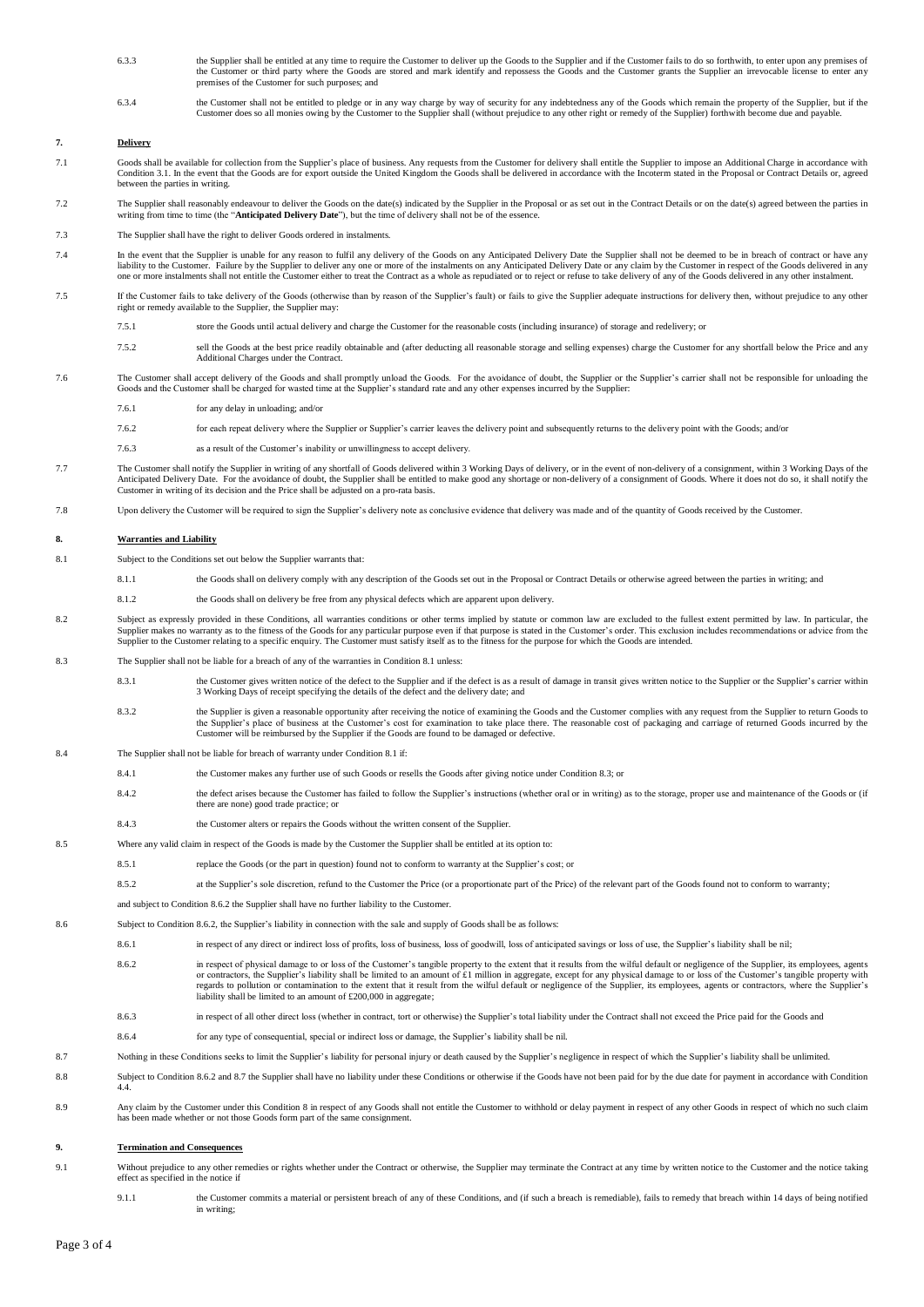6.3.3 the Supplier shall be entitled at any time to require the Customer to deliver up the Goods to the Supplier and if the Customer fails to do so forthwith, to enter upon any premises of the Customer or third party where the Goods are stored and mark identify and repossess the Goods and the Customer grants the Supplier an irrevocable license to enter any premises of the Customer for such purposes; and

6.3.4 the Customer shall not be entitled to pledge or in any way charge by way of security for any indebtedness any of the Goods which remain the property of the Supplier, but if the Customer does so all monies owing by the Customer to the Supplier shall (without prejudice to any other right or remedy of the Supplier) forthwith become due and payable.

## 7. Delivery

7.1 Goods shall be available for collection from the Supplier's place of business. Any requests from the Customer for delivery shall entitle the Supplier to impose an Additional Charge in accordance with Condition 3.1. In the event that the Goods are for export outside the United Kingdom the Goods shall be delivered in accordance with the Incoterm stated in the Proposal or Contract Details or, agreed between the parties in writing.

7.2 The Supplier shall reasonably endeavour to deliver the Goods on the date(s) indicated by the Supplier in the Proposal or as set out in the Contract Details or on the date(s) agreed between the parties in writing from time to time (the "**Anticipated Delivery Date**"), but the time of delivery shall not be of the essence.

7.3 The Supplier shall have the right to deliver Goods ordered in instalments.

7.4 In the event that the Supplier is unable for any reason to fulfil any delivery of the Goods on any Anticipated Delivery Date the Supplier shall not be deemed to be in breach of contract or have any liability to the Customer. Failure by the Supplier to deliver any one or more of the instalments on any Anticipated Delivery Date or any claim by the Customer in respect of the Goods delivered in any one or more instalments shall not entitle the Customer either to treat the Contract as a whole as repudiated or to reject or refuse to take delivery of any of the Goods delivered in any other instalment.

7.5 If the Customer fails to take delivery of the Goods (otherwise than by reason of the Supplier's fault) or fails to give the Supplier adequate instructions for delivery then, without prejudice to any other right or remedy available to the Supplier, the Supplier may:

7.5.1 store the Goods until actual delivery and charge the Customer for the reasonable costs (including insurance) of storage and redelivery; or

7.5.2 sell the Goods at the best price readily obtainable and (after deducting all reasonable storage and selling expenses) charge the Customer for any shortfall below the Price and any Additional Charges under the Contract.

7.6 The Customer shall accept delivery of the Goods and shall promptly unload the Goods. For the avoidance of doubt, the Supplier or the Supplier's carrier shall not be responsible for unloading the Goods and the Customer shall be charged for wasted time at the Supplier's standard rate and any other expenses incurred by the Supplier:

7.6.1 for any delay in unloading; and/or

7.6.2 for each repeat delivery where the Supplier or Supplier's carrier leaves the delivery point and subsequently returns to the delivery point with the Goods; and/or

7.6.3 as a result of the Customer's inability or unwillingness to accept delivery.

7.7 The Customer shall notify the Supplier in writing of any shortfall of Goods delivered within 3 Working Days of delivery, or in the event of non-delivery of a consignment, within 3 Working Days of the Anticipated Delivery Date. For the avoidance of doubt, the Supplier shall be entitled to make good any shortage or non-delivery of a consignment of Goods. Where it does not do so, it shall notify the Customer in writing of its decision and the Price shall be adjusted on a pro-rata basis.

7.8 Upon delivery the Customer will be required to sign the Supplier's delivery note as conclusive evidence that delivery was made and of the quantity of Goods received by the Customer.

## 8. Warranties and Liability

8.1 Subject to the Conditions set out below the Supplier warrants that:

8.1.1 the Goods shall on delivery comply with any description of the Goods set out in the Proposal or Contract Details or otherwise agreed between the parties in writing; and

8.1.2 the Goods shall on delivery be free from any physical defects which are apparent upon delivery.

8.2 Subject as expressly provided in these Conditions, all warranties conditions or other terms implied by statute or common law are excluded to the fullest extent permitted by law. In particular, the Supplier makes no warranty as to the fitness of the Goods for any particular purpose even if that purpose is stated in the Customer's order. This exclusion includes recommendations or advice from the Supplier to the Customer relating to a specific enquiry. The Customer must satisfy itself as to the fitness for the purpose for which the Goods are intended.

8.3 The Supplier shall not be liable for a breach of any of the warranties in Condition 8.1 unless:

8.3.1 the Customer gives written notice of the defect to the Supplier and if the defect is as a result of damage in transit gives written notice to the Supplier or the Supplier's carrier within 3 Working Days of receipt specifying the details of the defect and the delivery date; and

8.3.2 the Supplier is given a reasonable opportunity after receiving the notice of examining the Goods and the Customer complies with any request from the Supplier to return Goods to the Supplier's place of business at the Customer's cost for examination to take place there. The reasonable cost of packaging and carriage of returned Goods incurred by the Customer will be reimbursed by the Supplier if the Goods are found to be damaged or defective.

8.4 The Supplier shall not be liable for breach of warranty under Condition 8.1 if:

8.4.1 the Customer makes any further use of such Goods or resells the Goods after giving notice under Condition 8.3; or

8.4.2 the defect arises because the Customer has failed to follow the Supplier's instructions (whether oral or in writing) as to the storage, proper use and maintenance of the Goods or (if there are none) good trade practice; or

8.4.3 the Customer alters or repairs the Goods without the written consent of the Supplier.

8.5 Where any valid claim in respect of the Goods is made by the Customer the Supplier shall be entitled at its option to:

8.5.1 replace the Goods (or the part in question) found not to conform to warranty at the Supplier's cost; or

8.5.2 at the Supplier's sole discretion, refund to the Customer the Price (or a proportionate part of the Price) of the relevant part of the Goods found not to conform to warranty;

and subject to Condition 8.6.2 the Supplier shall have no further liability to the Customer.

8.6 Subject to Condition 8.6.2, the Supplier's liability in connection with the sale and supply of Goods shall be as follows:

8.6.1 in respect of any direct or indirect loss of profits, loss of business, loss of goodwill, loss of anticipated savings or loss of use, the Supplier's liability shall be nil;

8.6.2 in respect of physical damage to or loss of the Customer's tangible property to the extent that it results from the wilful default or negligence of the Supplier, its employees, agents or contractors, the Supplier's liability shall be limited to an amount of £1 million in aggregate, except for any physical damage to or loss of the Customer's tangible property with regards to pollution or contamination to the extent that it result from the wilful default or negligence of the Supplier, its employees, agents or contractors, where the Supplier's liability shall be limited to an amount of £200,000 in aggregate;

8.6.3 in respect of all other direct loss (whether in contract, tort or otherwise) the Supplier's total liability under the Contract shall not exceed the Price paid for the Goods and

8.6.4 for any type of consequential, special or indirect loss or damage, the Supplier's liability shall be nil.

8.7 Nothing in these Conditions seeks to limit the Supplier's liability for personal injury or death caused by the Supplier's negligence in respect of which the Supplier's liability shall be unlimited.

8.8 Subject to Condition 8.6.2 and 8.7 the Supplier shall have no liability under these Conditions or otherwise if the Goods have not been paid for by the due date for payment in accordance with Condition 4.4.

8.9 Any claim by the Customer under this Condition 8 in respect of any Goods shall not entitle the Customer to withhold or delay payment in respect of any other Goods in respect of which no such claim has been made whether or not those Goods form part of the same consignment.

## 9. Termination and Consequences

9.1 Without prejudice to any other remedies or rights whether under the Contract or otherwise, the Supplier may terminate the Contract at any time by written notice to the Customer and the notice taking effect as specified in the notice if

9.1.1 the Customer commits a material or persistent breach of any of these Conditions, and (if such a breach is remediable), fails to remedy that breach within 14 days of being notified in writing;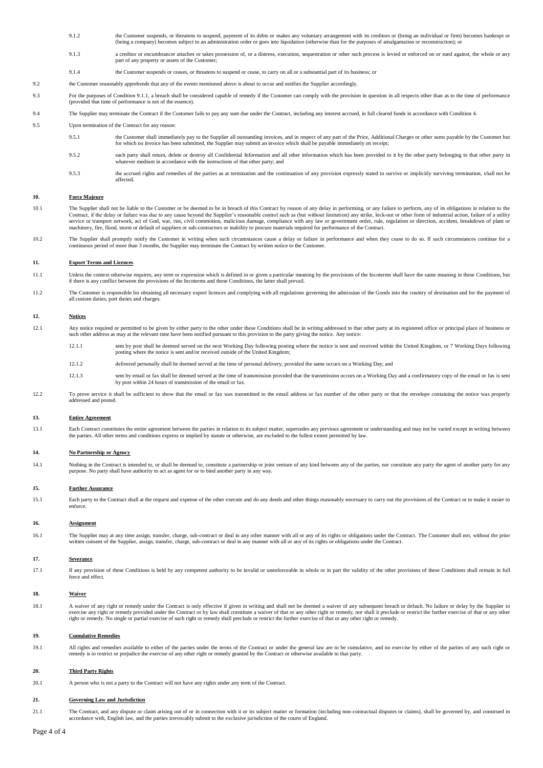9.1.2 the Customer suspends, or threatens to suspend, payment of its debts or makes any voluntary arrangement with its creditors or (being an individual or firm) becomes bankrupt or (being a company) becomes subject to an administration order or goes into liquidation (otherwise than for the purposes of amalgamation or reconstruction); or

9.1.3 a creditor or encumbrancer attaches or takes possession of, or a distress, execution, sequestration or other such process is levied or enforced on or sued against, the whole or any part of any property or assets of the Customer;

9.1.4 the Customer suspends or ceases, or threatens to suspend or cease, to carry on all or a substantial part of its business; or

9.2 the Customer reasonably apprehends that any of the events mentioned above is about to occur and notifies the Supplier accordingly.

9.3 For the purposes of Condition 9.1.1, a breach shall be considered capable of remedy if the Customer can comply with the provision in question in all respects other than as to the time of performance (provided that time of performance is not of the essence).

9.4 The Supplier may terminate the Contract if the Customer fails to pay any sum due under the Contract, including any interest accrued, in full cleared funds in accordance with Condition 4.

9.5 Upon termination of the Contract for any reason:

9.5.1 the Customer shall immediately pay to the Supplier all outstanding invoices, and in respect of any part of the Price, Additional Charges or other sums payable by the Customer but for which no invoice has been submitted, the Supplier may submit an invoice which shall be payable immediately on receipt;

9.5.2 each party shall return, delete or destroy all Confidential Information and all other information which has been provided to it by the other party belonging to that other party in whatever medium in accordance with the instructions of that other party; and

9.5.3 the accrued rights and remedies of the parties as at termination and the continuation of any provision expressly stated to survive or implicitly surviving termination, shall not be affected.

## 10. Force Majeure

10.1 The Supplier shall not be liable to the Customer or be deemed to be in breach of this Contract by reason of any delay in performing, or any failure to perform, any of its obligations in relation to the Contract, if the delay or failure was due to any cause beyond the Supplier's reasonable control such as (but without limitation) any strike, lock-out or other form of industrial action, failure of a utility service or transport network, act of God, war, riot, civil commotion, malicious damage, compliance with any law or government order, rule, regulation or direction, accident, breakdown of plant or machinery, fire, flood, storm or default of suppliers or sub-contractors or inability to procure materials required for performance of the Contract.

10.2 The Supplier shall promptly notify the Customer in writing when such circumstances cause a delay or failure in performance and when they cease to do so. If such circumstances continue for a continuous period of more than 3 months, the Supplier may terminate the Contract by written notice to the Customer.

## 11. Export Terms and Licences

11.1 Unless the context otherwise requires, any term or expression which is defined in or given a particular meaning by the provisions of the Incoterms shall have the same meaning in these Conditions, but if there is any conflict between the provisions of the Incoterms and these Conditions, the latter shall prevail.

11.2 The Customer is responsible for obtaining all necessary export licences and complying with all regulations governing the admission of the Goods into the country of destination and for the payment of all custom duties, port duties and charges.

## 12. Notices

12.1 Any notice required or permitted to be given by either party to the other under these Conditions shall be in writing addressed to that other party at its registered office or principal place of business or such other address as may at the relevant time have been notified pursuant to this provision to the party giving the notice. Any notice:

12.1.1 sent by post shall be deemed served on the next Working Day following posting where the notice is sent and received within the United Kingdom, or 7 Working Days following posting where the notice is sent and/or received outside of the United Kingdom;

12.1.2 delivered personally shall be deemed served at the time of personal delivery, provided the same occurs on a Working Day; and

12.1.3 sent by email or fax shall be deemed served at the time of transmission provided that the transmission occurs on a Working Day and a confirmatory copy of the email or fax is sent by post within 24 hours of transmission of the email or fax.

12.2 To prove service it shall be sufficient to show that the email or fax was transmitted to the email address or fax number of the other party or that the envelope containing the notice was properly addressed and posted.

## 13. Entire Agreement

13.1 Each Contract constitutes the entire agreement between the parties in relation to its subject matter, supersedes any previous agreement or understanding and may not be varied except in writing between the parties. All other terms and conditions express or implied by statute or otherwise, are excluded to the fullest extent permitted by law.

## 14. No Partnership or Agency

14.1 Nothing in the Contract is intended to, or shall be deemed to, constitute a partnership or joint venture of any kind between any of the parties, nor constitute any party the agent of another party for any purpose. No party shall have authority to act as agent for or to bind another party in any way.

## 15. Further Assurance

15.1 Each party to the Contract shall at the request and expense of the other execute and do any deeds and other things reasonably necessary to carry out the provisions of the Contract or to make it easier to enforce.

## 16. Assignment

16.1 The Supplier may at any time assign, transfer, charge, sub-contract or deal in any other manner with all or any of its rights or obligations under the Contract. The Customer shall not, without the prior written consent of the Supplier, assign, transfer, charge, sub-contract or deal in any manner with all or any of its rights or obligations under the Contract.

## 17. Severance

17.1 If any provision of these Conditions is held by any competent authority to be invalid or unenforceable in whole or in part the validity of the other provisions of these Conditions shall remain in full force and effect.

## 18. Waiver

18.1 A waiver of any right or remedy under the Contract is only effective if given in writing and shall not be deemed a waiver of any subsequent breach or default. No failure or delay by the Supplier to exercise any right or remedy provided under the Contract or by law shall constitute a waiver of that or any other right or remedy, nor shall it preclude or restrict the further exercise of that or any other right or remedy. No single or partial exercise of such right or remedy shall preclude or restrict the further exercise of that or any other right or remedy.

## 19. Cumulative Remedies

19.1 All rights and remedies available to either of the parties under the terms of the Contract or under the general law are to be cumulative, and no exercise by either of the parties of any such right or remedy is to restrict or prejudice the exercise of any other right or remedy granted by the Contract or otherwise available to that party.

## 20. Third Party Rights

20.1 A person who is not a party to the Contract will not have any rights under any term of the Contract.

## 21. Governing Law and Jurisdiction

21.1 The Contract, and any dispute or claim arising out of or in connection with it or its subject matter or formation (including non-contractual disputes or claims), shall be governed by, and construed in accordance with, English law, and the parties irrevocably submit to the exclusive jurisdiction of the courts of England.